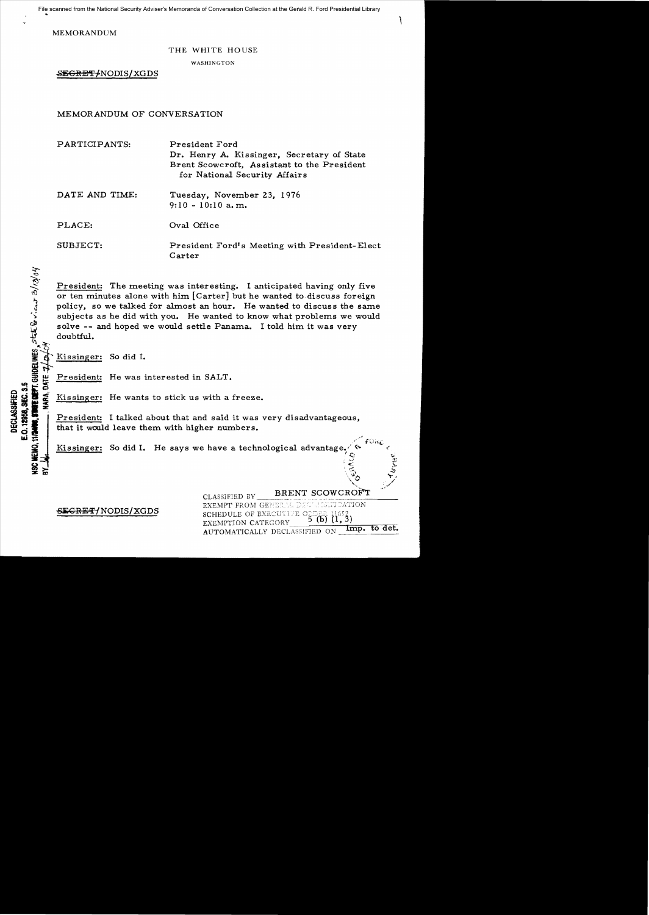File scanned from the National Security Adviser's Memoranda of Conversation Collection at the Gerald R. Ford Presidential Library

MEMORANDUM

THE WHITE HOUSE

WASHINGTON

~~SECRET~~/NODIS/XGDS

MEMORANDUM OF CONVERSATION

PARTICIPANTS: President Ford
Dr. Henry A. Kissinger, Secretary of State
Brent Scowcroft, Assistant to the President for National Security Affairs

DATE AND TIME: Tuesday, November 23, 1976
9:10 - 10:10 a.m.

PLACE: Oval Office

SUBJECT: President Ford's Meeting with President-Elect Carter

DECLASSIFIED
E.O. 12958, SEC. 3.5
NSC MEMO, 11/24/98, STATE DEPT. GUIDELINES, State Review 3/10/04
BY ___, NARA, DATE 7/13/04

President: The meeting was interesting. I anticipated having only five or ten minutes alone with him [Carter] but he wanted to discuss foreign policy, so we talked for almost an hour. He wanted to discuss the same subjects as he did with you. He wanted to know what problems we would solve -- and hoped we would settle Panama. I told him it was very doubtful.

Kissinger: So did I.

President: He was interested in SALT.

Kissinger: He wants to stick us with a freeze.

President: I talked about that and said it was very disadvantageous, that it would leave them with higher numbers.

Kissinger: So did I. He says we have a technological advantage.

CLASSIFIED BY BRENT SCOWCROFT
EXEMPT FROM GENERAL DECLASSIFICATION
SCHEDULE OF EXECUTIVE ORDER 11652
EXEMPTION CATEGORY 5 (b) (1, 3)
AUTOMATICALLY DECLASSIFIED ON Imp. to det.

~~SECRET~~/NODIS/XGDS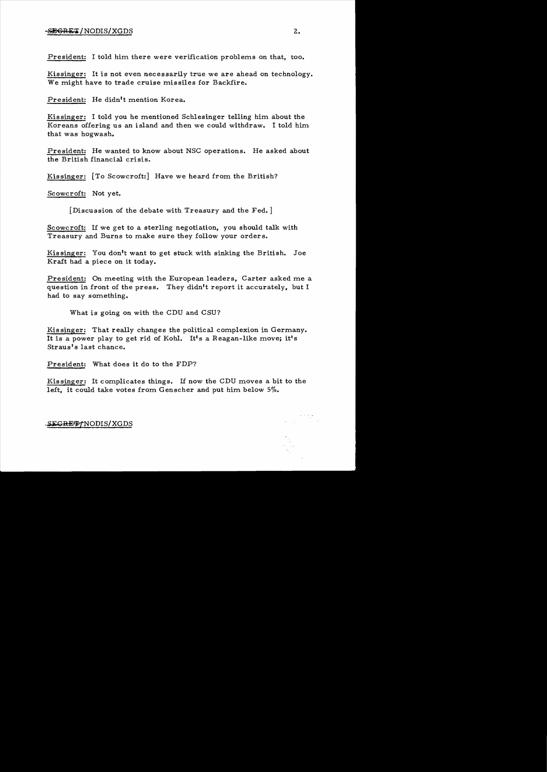President: I told him there were verification problems on that, too.

Kissinger: It is not even necessarily true we are ahead on technology. We might have to trade cruise missiles for Backfire.

President: He didn't mention Korea.

Kissinger: I told you he mentioned Schlesinger telling him about the Koreans offering us an island and then we could withdraw. I told him that was hogwash.

President: He wanted to know about NSC operations. He asked about the British financial crisis.

Kissinger: [To Scowcroft:] Have we heard from the British?

Scowcroft: Not yet.

[Discussion of the debate with Treasury and the Fed.]

Scowcroft: If we get to a sterling negotiation, you should talk with Treasury and Burns to make sure they follow your orders.

Kissinger: You don't want to get stuck with sinking the British. Joe Kraft had a piece on it today.

President: On meeting with the European leaders, Carter asked me a question in front of the press. They didn't report it accurately, but I had to say something.

What is going on with the CDU and CSU?

Kissinger: That really changes the political complexion in Germany. It is a power play to get rid of Kohl. It's a Reagan-like move; it's Straus's last chance.

President: What does it do to the FDP?

Kissinger: It complicates things. If now the CDU moves a bit to the left, it could take votes from Genscher and put him below 5%.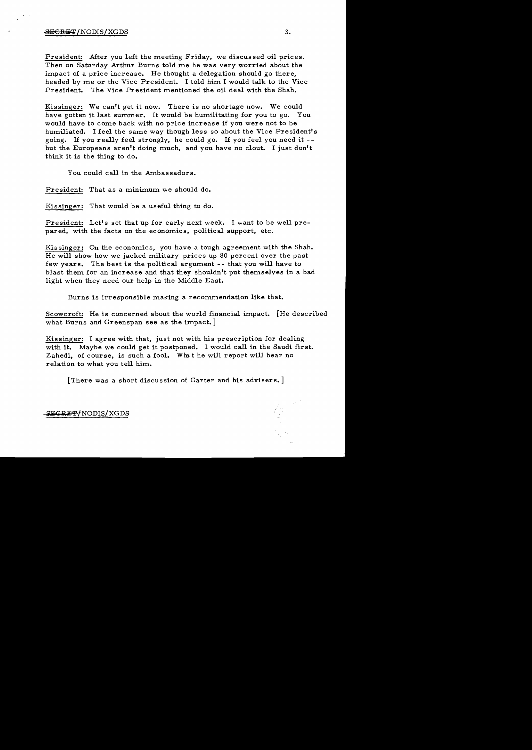President: After you left the meeting Friday, we discussed oil prices. Then on Saturday Arthur Burns told me he was very worried about the impact of a price increase. He thought a delegation should go there, headed by me or the Vice President. I told him I would talk to the Vice President. The Vice President mentioned the oil deal with the Shah.

Kissinger: We can't get it now. There is no shortage now. We could have gotten it last summer. It would be humilitating for you to go. You would have to come back with no price increase if you were not to be humiliated. I feel the same way though less so about the Vice President's going. If you really feel strongly, he could go. If you feel you need it -- but the Europeans aren't doing much, and you have no clout. I just don't think it is the thing to do.

You could call in the Ambassadors.

President: That as a minimum we should do.

Kissinger: That would be a useful thing to do.

President: Let's set that up for early next week. I want to be well prepared, with the facts on the economics, political support, etc.

Kissinger: On the economics, you have a tough agreement with the Shah. He will show how we jacked military prices up 80 percent over the past few years. The best is the political argument -- that you will have to blast them for an increase and that they shouldn't put themselves in a bad light when they need our help in the Middle East.

Burns is irresponsible making a recommendation like that.

Scowcroft: He is concerned about the world financial impact. [He described what Burns and Greenspan see as the impact.]

Kissinger: I agree with that, just not with his prescription for dealing with it. Maybe we could get it postponed. I would call in the Saudi first. Zahedi, of course, is such a fool. What he will report will bear no relation to what you tell him.

[There was a short discussion of Carter and his advisers.]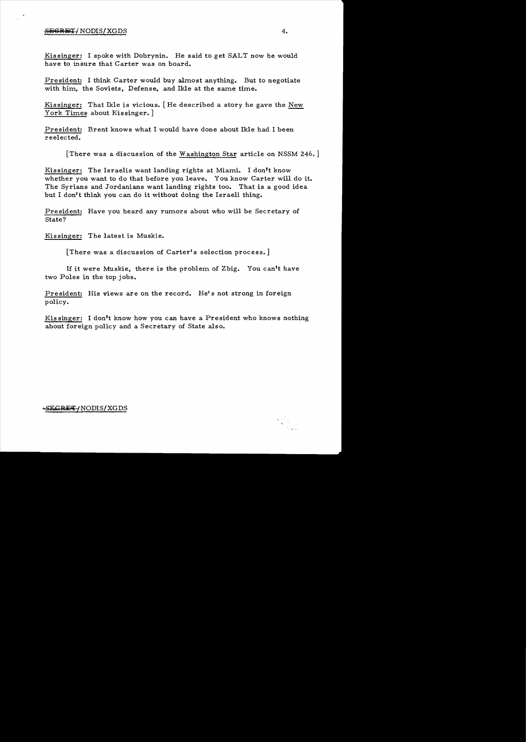Kissinger: I spoke with Dobrynin. He said to get SALT now he would have to insure that Carter was on board.

President: I think Carter would buy almost anything. But to negotiate with him, the Soviets, Defense, and Ikle at the same time.

Kissinger: That Ikle is vicious. [He described a story he gave the New York Times about Kissinger.]

President: Brent knows what I would have done about Ikle had I been reelected.

[There was a discussion of the Washington Star article on NSSM 246.]

Kissinger: The Israelis want landing rights at Miami. I don't know whether you want to do that before you leave. You know Carter will do it. The Syrians and Jordanians want landing rights too. That is a good idea but I don't think you can do it without doing the Israeli thing.

President: Have you heard any rumors about who will be Secretary of State?

Kissinger: The latest is Muskie.

[There was a discussion of Carter's selection process.]

If it were Muskie, there is the problem of Zbig. You can't have two Poles in the top jobs.

President: His views are on the record. He's not strong in foreign policy.

Kissinger: I don't know how you can have a President who knows nothing about foreign policy and a Secretary of State also.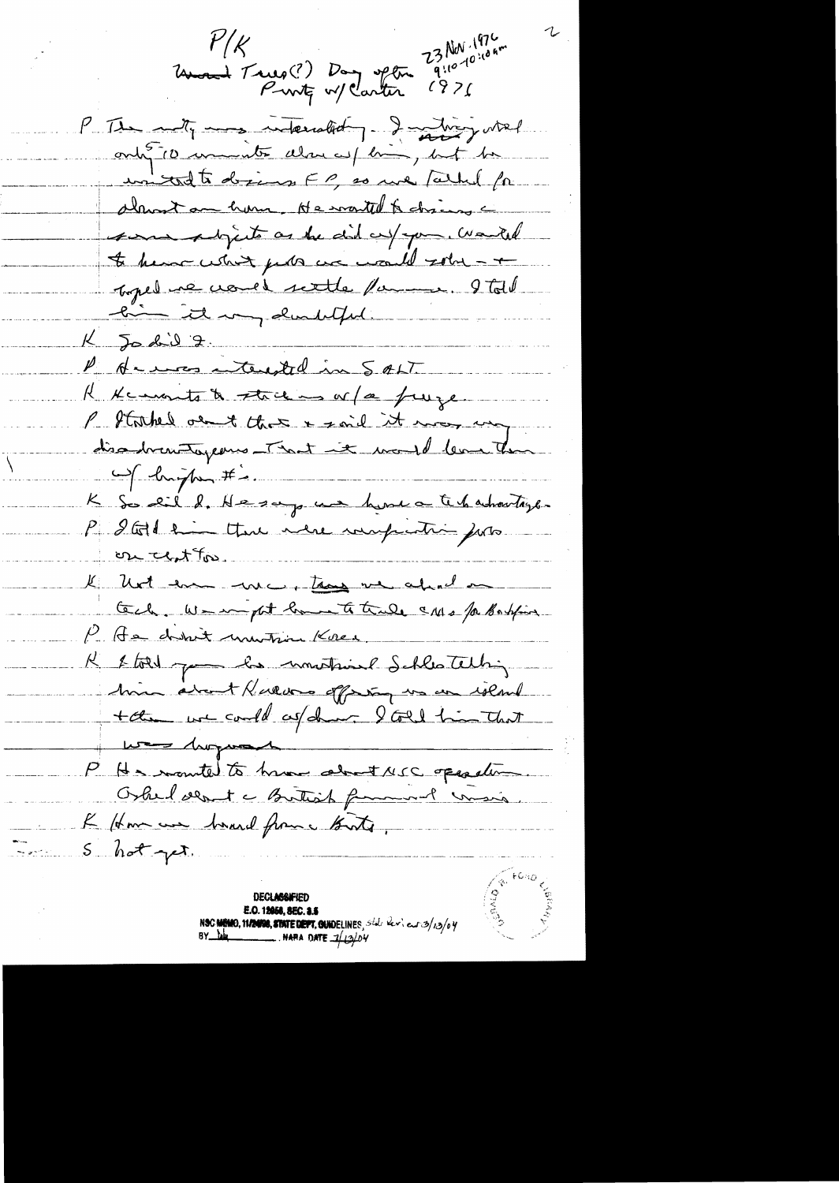P/K

Ford Tues(?) Day after 23 Nov 1976
Party w/ Carter 9:10-10:10 am
1976

P The mtg was interesting. I wanted only 5-10 minutes alone w/ him, but he wanted to discuss FP, so we talked for almost an hour. He wanted to discuss same subjects as he did w/ you. Wanted to know what pubs we would solve — & hoped we would settle Panama. I told him it very doubtful.

K So did I.

P He was interested in SALT.

K He wants to stick w/ a freeze.

P I talked about that & said it was very disadvantageous — That it would leave them w/ higher #s.

K So did I. He says we have a tech advantage.

P I told him there were unfavorable pubs on that too.

K Not even we, tho we ahead on tech. We might have to trade cms for Backfire.

P He didn't mention Korea.

K I told you he mentioned Schlesinger talking him about Koreans offering us an island & then we could w/draw. I told him that was hogwash

P He wanted to know about NSC operation. Asked about a British financial crisis.

K How we heard from Brits.

S Not yet.

DECLASSIFIED
E.O. 12958, SEC. 3.5
NSC MEMO, 11/24/98, STATE DEPT. GUIDELINES, State Review 3/13/04
BY [illegible] NARA DATE 7/13/04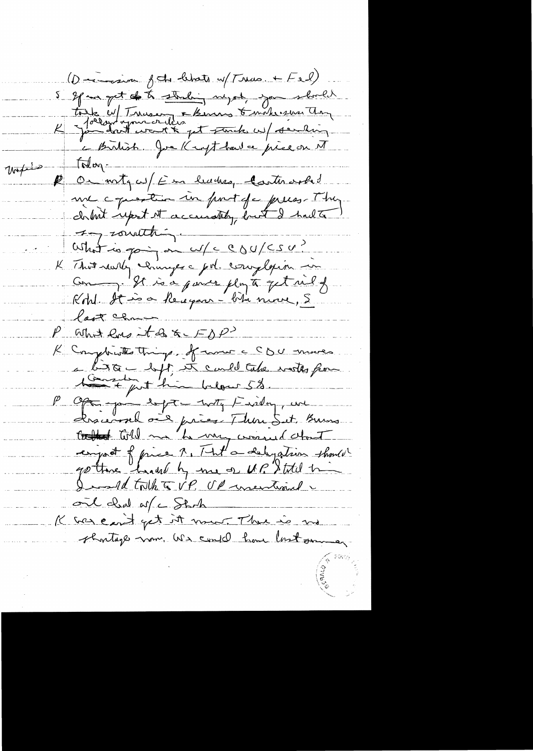(Discussion of the boats w/ Treas. + Fed)

S If we get to stalling myself, you should talk w/ Treasury & Burns & make sure they [follow your orders]

K You don't want to get stuck w/ sending the British. Joe Kraft had a piece on it today.

[Unfinished]

P On mtg w/ Em leaders, Carter asked me a question in front of press. They didn't report it accurately, but I had to say something.

What is going on w/ the CDU/CSU?

K That really changes the pol. complexion in Germany. It is a power play to get rid of Kohl. It is a Reagan-like move, S last chance.

P What does it do to the FDP?

K Complicates things. If now the CDU moves a bit to the left, it could take votes from Genscher & put him below 5%.

P After you left the mtg Friday, we discussed oil prices. Then Sat. Burns told me he was worried about impact of price ↑. That a delegation should go there headed by me or VP. I told him I would talk to VP. VP mentioned the oil deal w/ the Shah.

K We can't get it now. There is no shortage now. We could have last summer.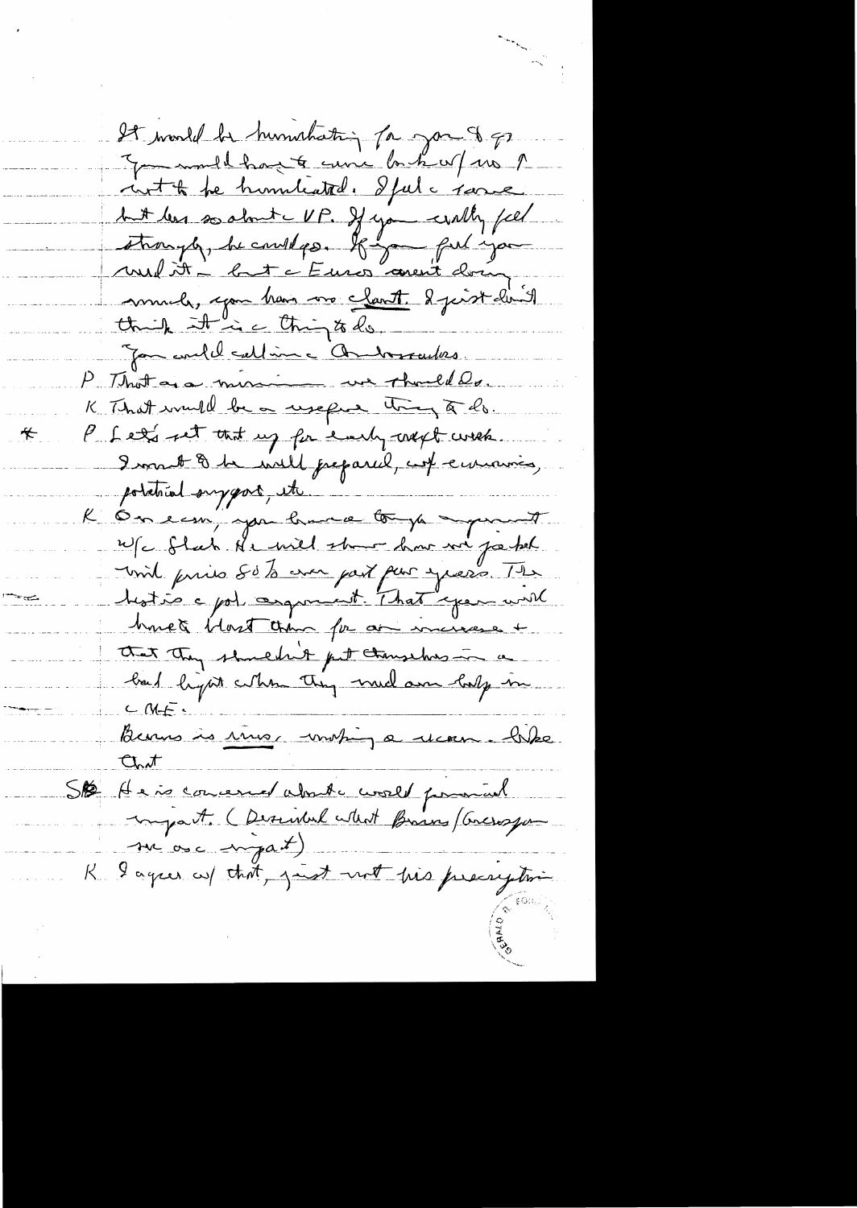It would be humiliating for you & you would have to come back w/ no ? not to be humiliated. I feel a ? but less so about VP. If you really feel strongly, he could go. If you feel you need it – but Euros aren't doing much, you have no clout. I just don't think it is a thing to do.

You could call in Ambassadors.

P That is a minimum we should do.

K That would be a useful thing to do.

\* P Let's set that up for early next week. I want to be well prepared, w/ economics, political support, etc.

K On econ, you have a tough argument w/ Shah. He will show how oil packet ? prices 80% over past few years. The ? is a pol. argument. That you will have to blast them for an increase & that they shouldn't put themselves in a bad light when they need our help in ME.

Burns is ? making a ? like that.

SB He is concerned about the world financial impact. (Described what Burns/Greenspan see as impact)

K I agree w/ that, just not his prescription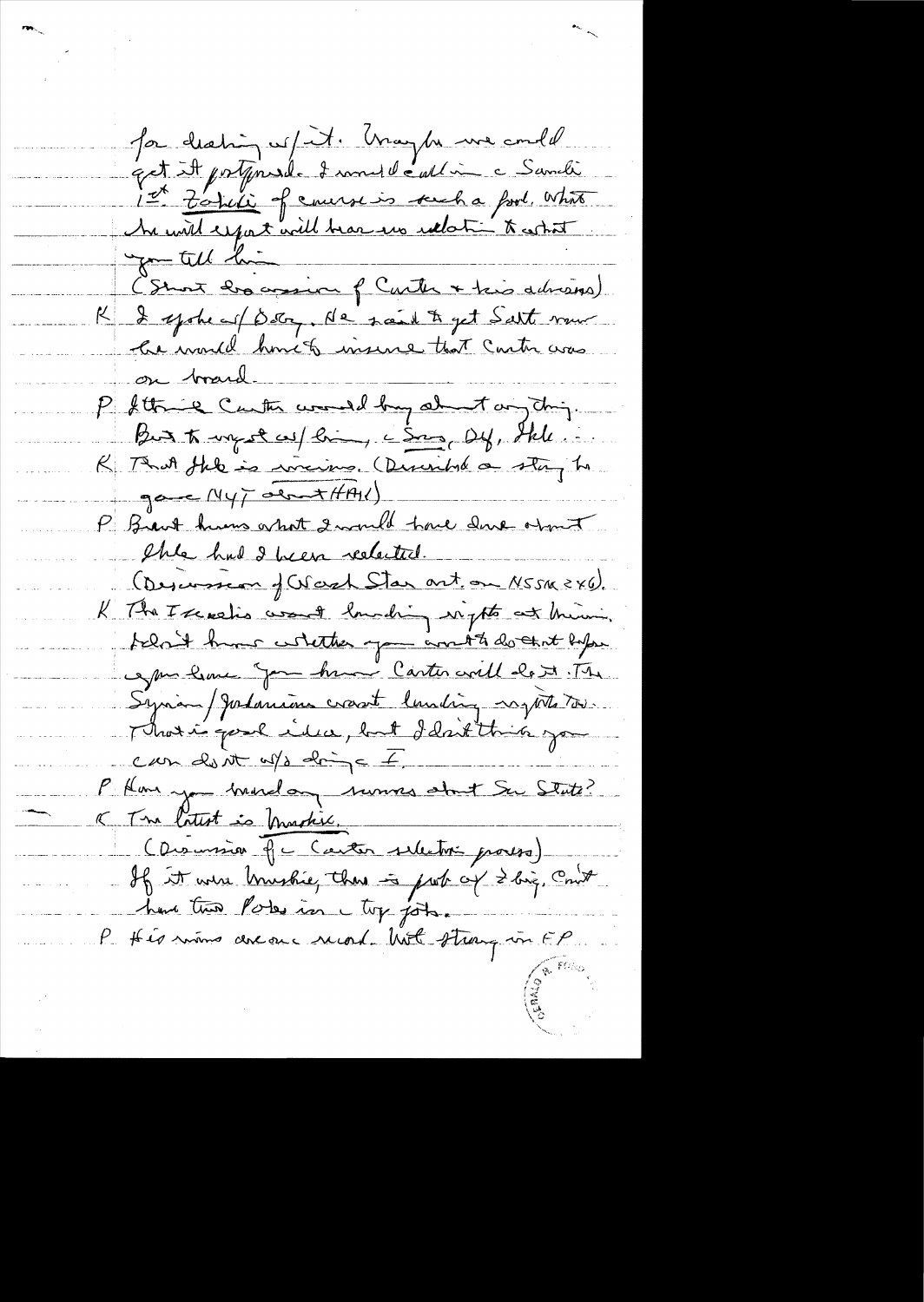for dealing w/ it. Maybe we could get it postponed. I would call in the Saudi 1st. Zahedi of course is such a fool. What he will report will bear no relation to what you tell him.

(Short discussion of Carter + his advisors)

K I spoke w/ Dobry. He said to get Salt now he would have to insure that Carter was on board.

P I think Carter would buy about anything. But to wrap it w/ him, the Soviets, Def, Hill ...

K That Hill is vicious. (Described a story he gave NYT about HAK)

P Brent knows what I would have done about Hill had I been reelected.

(Discussion of Wash Star art. on NSSM 246).

K The Israelis want landing rights at Mina. I don't know whether you want to do that before you leave. You know Carter will do it. The Syrian/Jordanians want landing rights too. That is good idea, but I don't think you can do it w/o doing the I.

P Have you heard any rumors about Sec State?

K The latest is Muskie.

(Discussion of the Carter selection process)

If it were Muskie, there is prob of 2 big, can't have two Poles in the top jobs.

P His minor area record. Not strong in FP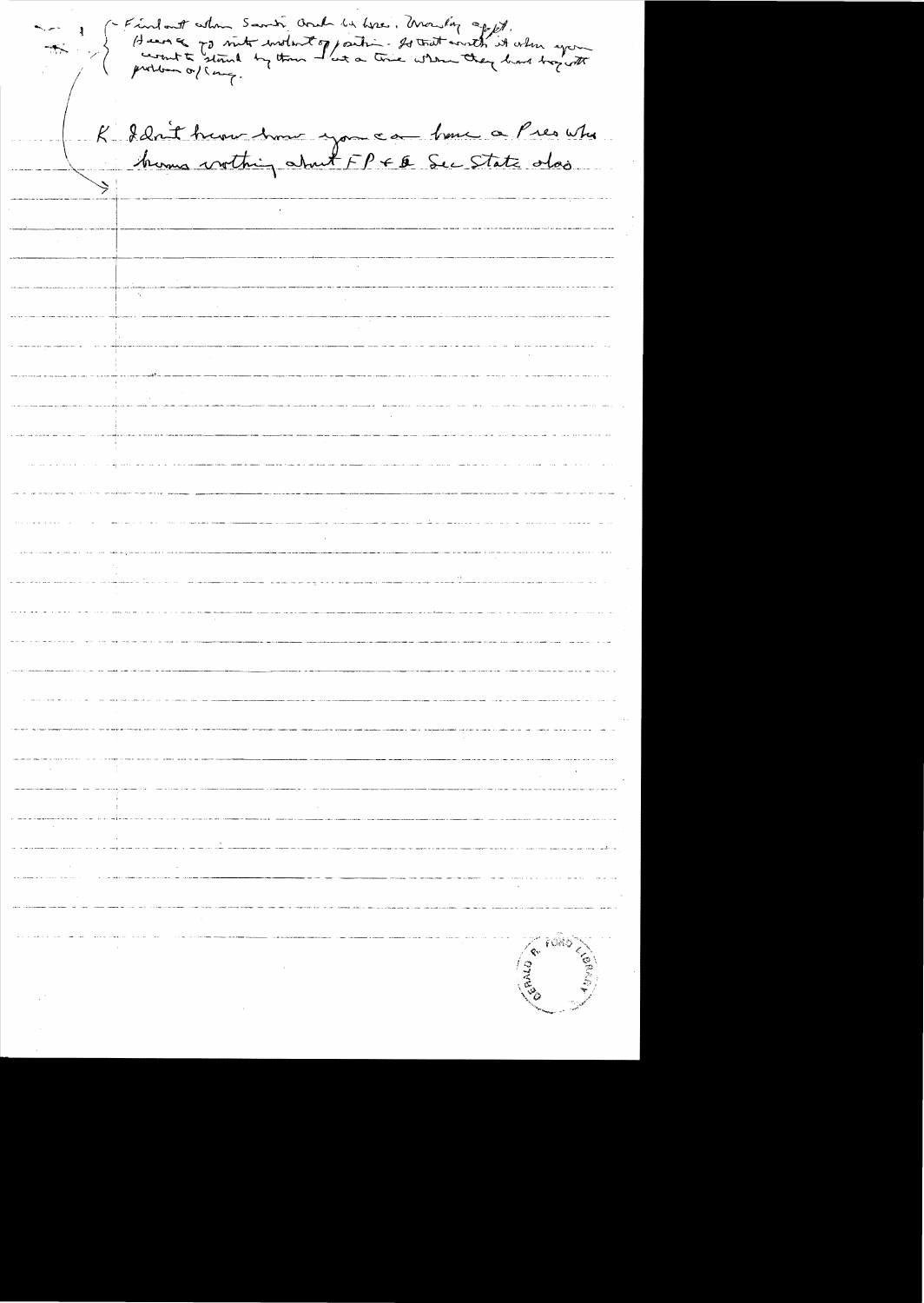- Finland when Soviets death be here. Morality effect.
  House go into violent opposition. So that worth it when you want to stand by them & at a time when they had big problem of Cong.

K I don't know how you can have a Pres who knows nothing about FP & Sec State also